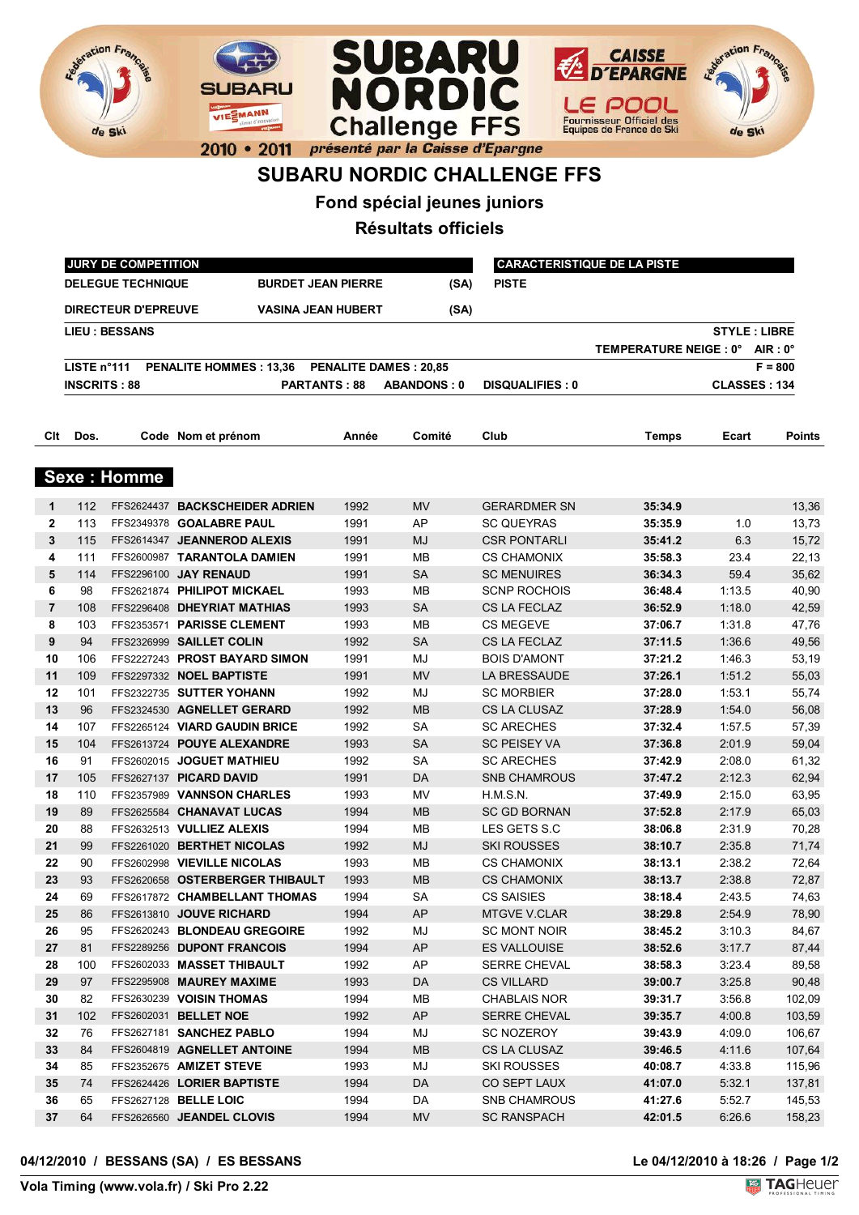# SUBARU NORDIC CHALLENGE FFS

## Fond spécial jeunes juniors

## Résultats officiels

| JURY DE COMPETITION | | | CARACTERISTIQUE DE LA PISTE |
|---|---|---|---|
| DELEGUE TECHNIQUE | BURDET JEAN PIERRE | (SA) | PISTE |
| DIRECTEUR D'EPREUVE | VASINA JEAN HUBERT | (SA) | |

**LIEU : BESSANS** — **STYLE : LIBRE**

**TEMPERATURE NEIGE : 0° AIR : 0°**

**LISTE n°111 PENALITE HOMMES : 13,36 PENALITE DAMES : 20,85** — **F = 800**

**INSCRITS : 88 PARTANTS : 88 ABANDONS : 0 DISQUALIFIES : 0 CLASSES : 134**

## Sexe : Homme

| Clt | Dos. | Code | Nom et prénom | Année | Comité | Club | Temps | Ecart | Points |
|---|---|---|---|---|---|---|---|---|---|
| 1 | 112 | FFS2624437 | BACKSCHEIDER ADRIEN | 1992 | MV | GERARDMER SN | 35:34.9 | | 13,36 |
| 2 | 113 | FFS2349378 | GOALABRE PAUL | 1991 | AP | SC QUEYRAS | 35:35.9 | 1.0 | 13,73 |
| 3 | 115 | FFS2614347 | JEANNEROD ALEXIS | 1991 | MJ | CSR PONTARLI | 35:41.2 | 6.3 | 15,72 |
| 4 | 111 | FFS2600987 | TARANTOLA DAMIEN | 1991 | MB | CS CHAMONIX | 35:58.3 | 23.4 | 22,13 |
| 5 | 114 | FFS2296100 | JAY RENAUD | 1991 | SA | SC MENUIRES | 36:34.3 | 59.4 | 35,62 |
| 6 | 98 | FFS2621874 | PHILIPOT MICKAEL | 1993 | MB | SCNP ROCHOIS | 36:48.4 | 1:13.5 | 40,90 |
| 7 | 108 | FFS2296408 | DHEYRIAT MATHIAS | 1993 | SA | CS LA FECLAZ | 36:52.9 | 1:18.0 | 42,59 |
| 8 | 103 | FFS2353571 | PARISSE CLEMENT | 1993 | MB | CS MEGEVE | 37:06.7 | 1:31.8 | 47,76 |
| 9 | 94 | FFS2326999 | SAILLET COLIN | 1992 | SA | CS LA FECLAZ | 37:11.5 | 1:36.6 | 49,56 |
| 10 | 106 | FFS2227243 | PROST BAYARD SIMON | 1991 | MJ | BOIS D'AMONT | 37:21.2 | 1:46.3 | 53,19 |
| 11 | 109 | FFS2297332 | NOEL BAPTISTE | 1991 | MV | LA BRESSAUDE | 37:26.1 | 1:51.2 | 55,03 |
| 12 | 101 | FFS2322735 | SUTTER YOHANN | 1992 | MJ | SC MORBIER | 37:28.0 | 1:53.1 | 55,74 |
| 13 | 96 | FFS2324530 | AGNELLET GERARD | 1992 | MB | CS LA CLUSAZ | 37:28.9 | 1:54.0 | 56,08 |
| 14 | 107 | FFS2265124 | VIARD GAUDIN BRICE | 1992 | SA | SC ARECHES | 37:32.4 | 1:57.5 | 57,39 |
| 15 | 104 | FFS2613724 | POUYE ALEXANDRE | 1993 | SA | SC PEISEY VA | 37:36.8 | 2:01.9 | 59,04 |
| 16 | 91 | FFS2602015 | JOGUET MATHIEU | 1992 | SA | SC ARECHES | 37:42.9 | 2:08.0 | 61,32 |
| 17 | 105 | FFS2627137 | PICARD DAVID | 1991 | DA | SNB CHAMROUS | 37:47.2 | 2:12.3 | 62,94 |
| 18 | 110 | FFS2357989 | VANNSON CHARLES | 1993 | MV | H.M.S.N. | 37:49.9 | 2:15.0 | 63,95 |
| 19 | 89 | FFS2625584 | CHANAVAT LUCAS | 1994 | MB | SC GD BORNAN | 37:52.8 | 2:17.9 | 65,03 |
| 20 | 88 | FFS2632513 | VULLIEZ ALEXIS | 1994 | MB | LES GETS S.C | 38:06.8 | 2:31.9 | 70,28 |
| 21 | 99 | FFS2261020 | BERTHET NICOLAS | 1992 | MJ | SKI ROUSSES | 38:10.7 | 2:35.8 | 71,74 |
| 22 | 90 | FFS2602998 | VIEVILLE NICOLAS | 1993 | MB | CS CHAMONIX | 38:13.1 | 2:38.2 | 72,64 |
| 23 | 93 | FFS2620658 | OSTERBERGER THIBAULT | 1993 | MB | CS CHAMONIX | 38:13.7 | 2:38.8 | 72,87 |
| 24 | 69 | FFS2617872 | CHAMBELLANT THOMAS | 1994 | SA | CS SAISIES | 38:18.4 | 2:43.5 | 74,63 |
| 25 | 86 | FFS2613810 | JOUVE RICHARD | 1994 | AP | MTGVE V.CLAR | 38:29.8 | 2:54.9 | 78,90 |
| 26 | 95 | FFS2620243 | BLONDEAU GREGOIRE | 1992 | MJ | SC MONT NOIR | 38:45.2 | 3:10.3 | 84,67 |
| 27 | 81 | FFS2289256 | DUPONT FRANCOIS | 1994 | AP | ES VALLOUISE | 38:52.6 | 3:17.7 | 87,44 |
| 28 | 100 | FFS2602033 | MASSET THIBAULT | 1992 | AP | SERRE CHEVAL | 38:58.3 | 3:23.4 | 89,58 |
| 29 | 97 | FFS2295908 | MAUREY MAXIME | 1993 | DA | CS VILLARD | 39:00.7 | 3:25.8 | 90,48 |
| 30 | 82 | FFS2630239 | VOISIN THOMAS | 1994 | MB | CHABLAIS NOR | 39:31.7 | 3:56.8 | 102,09 |
| 31 | 102 | FFS2602031 | BELLET NOE | 1992 | AP | SERRE CHEVAL | 39:35.7 | 4:00.8 | 103,59 |
| 32 | 76 | FFS2627181 | SANCHEZ PABLO | 1994 | MJ | SC NOZEROY | 39:43.9 | 4:09.0 | 106,67 |
| 33 | 84 | FFS2604819 | AGNELLET ANTOINE | 1994 | MB | CS LA CLUSAZ | 39:46.5 | 4:11.6 | 107,64 |
| 34 | 85 | FFS2352675 | AMIZET STEVE | 1993 | MJ | SKI ROUSSES | 40:08.7 | 4:33.8 | 115,96 |
| 35 | 74 | FFS2624426 | LORIER BAPTISTE | 1994 | DA | CO SEPT LAUX | 41:07.0 | 5:32.1 | 137,81 |
| 36 | 65 | FFS2627128 | BELLE LOIC | 1994 | DA | SNB CHAMROUS | 41:27.6 | 5:52.7 | 145,53 |
| 37 | 64 | FFS2626560 | JEANDEL CLOVIS | 1994 | MV | SC RANSPACH | 42:01.5 | 6:26.6 | 158,23 |

04/12/2010 / BESSANS (SA) / ES BESSANS — Le 04/12/2010 à 18:26

Vola Timing (www.vola.fr) / Ski Pro 2.22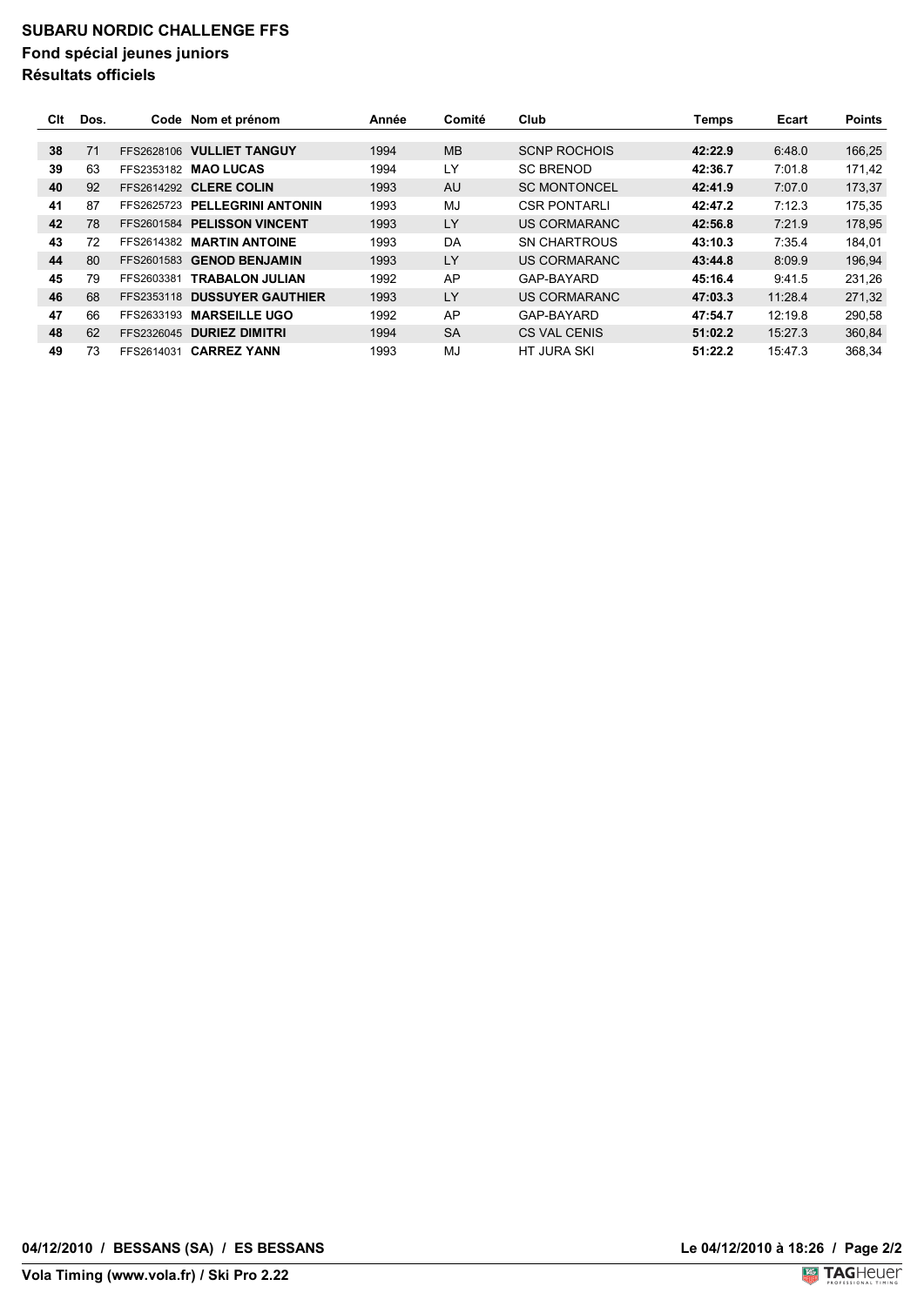**SUBARU NORDIC CHALLENGE FFS**

**Fond spécial jeunes juniors**

**Résultats officiels**

| Clt | Dos. | Code | Nom et prénom | Année | Comité | Club | Temps | Ecart | Points |
|---|---|---|---|---|---|---|---|---|---|
| **38** | 71 | FFS2628106 | **VULLIET TANGUY** | 1994 | MB | SCNP ROCHOIS | **42:22.9** | 6:48.0 | 166,25 |
| **39** | 63 | FFS2353182 | **MAO LUCAS** | 1994 | LY | SC BRENOD | **42:36.7** | 7:01.8 | 171,42 |
| **40** | 92 | FFS2614292 | **CLERE COLIN** | 1993 | AU | SC MONTONCEL | **42:41.9** | 7:07.0 | 173,37 |
| **41** | 87 | FFS2625723 | **PELLEGRINI ANTONIN** | 1993 | MJ | CSR PONTARLI | **42:47.2** | 7:12.3 | 175,35 |
| **42** | 78 | FFS2601584 | **PELISSON VINCENT** | 1993 | LY | US CORMARANC | **42:56.8** | 7:21.9 | 178,95 |
| **43** | 72 | FFS2614382 | **MARTIN ANTOINE** | 1993 | DA | SN CHARTROUS | **43:10.3** | 7:35.4 | 184,01 |
| **44** | 80 | FFS2601583 | **GENOD BENJAMIN** | 1993 | LY | US CORMARANC | **43:44.8** | 8:09.9 | 196,94 |
| **45** | 79 | FFS2603381 | **TRABALON JULIAN** | 1992 | AP | GAP-BAYARD | **45:16.4** | 9:41.5 | 231,26 |
| **46** | 68 | FFS2353118 | **DUSSUYER GAUTHIER** | 1993 | LY | US CORMARANC | **47:03.3** | 11:28.4 | 271,32 |
| **47** | 66 | FFS2633193 | **MARSEILLE UGO** | 1992 | AP | GAP-BAYARD | **47:54.7** | 12:19.8 | 290,58 |
| **48** | 62 | FFS2326045 | **DURIEZ DIMITRI** | 1994 | SA | CS VAL CENIS | **51:02.2** | 15:27.3 | 360,84 |
| **49** | 73 | FFS2614031 | **CARREZ YANN** | 1993 | MJ | HT JURA SKI | **51:22.2** | 15:47.3 | 368,34 |

**04/12/2010 / BESSANS (SA) / ES BESSANS** **Le 04/12/2010 à 18:26**

**Vola Timing (www.vola.fr) / Ski Pro 2.22**